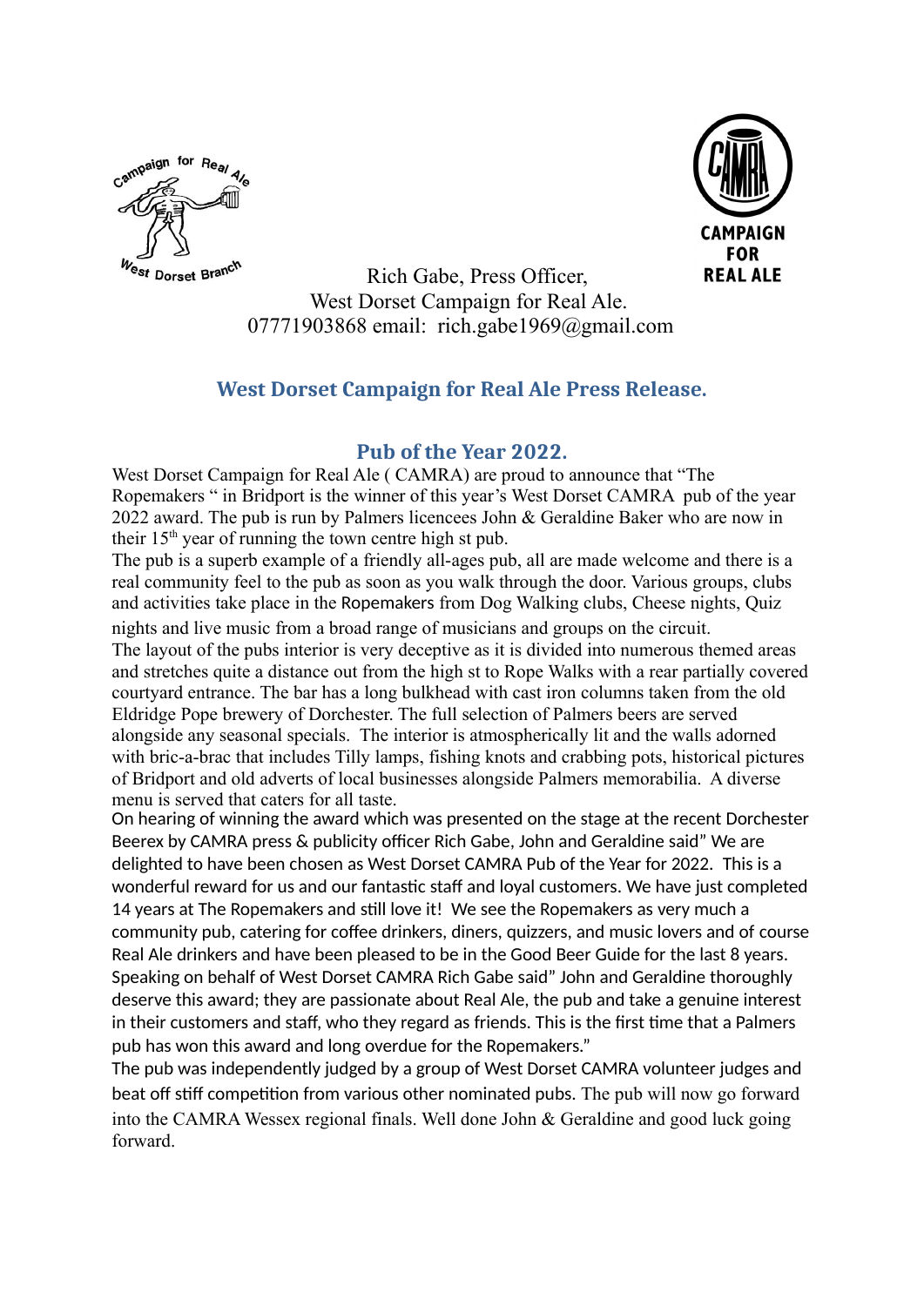Rich Gabe, Press Officer,
West Dorset Campaign for Real Ale.
07771903868 email: rich.gabe1969@gmail.com

## West Dorset Campaign for Real Ale Press Release.

## Pub of the Year 2022.

West Dorset Campaign for Real Ale ( CAMRA) are proud to announce that "The Ropemakers " in Bridport is the winner of this year's West Dorset CAMRA pub of the year 2022 award. The pub is run by Palmers licencees John & Geraldine Baker who are now in their 15th year of running the town centre high st pub.

The pub is a superb example of a friendly all-ages pub, all are made welcome and there is a real community feel to the pub as soon as you walk through the door. Various groups, clubs and activities take place in the Ropemakers from Dog Walking clubs, Cheese nights, Quiz nights and live music from a broad range of musicians and groups on the circuit.

The layout of the pubs interior is very deceptive as it is divided into numerous themed areas and stretches quite a distance out from the high st to Rope Walks with a rear partially covered courtyard entrance. The bar has a long bulkhead with cast iron columns taken from the old Eldridge Pope brewery of Dorchester. The full selection of Palmers beers are served alongside any seasonal specials. The interior is atmospherically lit and the walls adorned with bric-a-brac that includes Tilly lamps, fishing knots and crabbing pots, historical pictures of Bridport and old adverts of local businesses alongside Palmers memorabilia. A diverse menu is served that caters for all taste.

On hearing of winning the award which was presented on the stage at the recent Dorchester Beerex by CAMRA press & publicity officer Rich Gabe, John and Geraldine said" We are delighted to have been chosen as West Dorset CAMRA Pub of the Year for 2022. This is a wonderful reward for us and our fantastic staff and loyal customers. We have just completed 14 years at The Ropemakers and still love it! We see the Ropemakers as very much a community pub, catering for coffee drinkers, diners, quizzers, and music lovers and of course Real Ale drinkers and have been pleased to be in the Good Beer Guide for the last 8 years.

Speaking on behalf of West Dorset CAMRA Rich Gabe said" John and Geraldine thoroughly deserve this award; they are passionate about Real Ale, the pub and take a genuine interest in their customers and staff, who they regard as friends. This is the first time that a Palmers pub has won this award and long overdue for the Ropemakers."

The pub was independently judged by a group of West Dorset CAMRA volunteer judges and beat off stiff competition from various other nominated pubs. The pub will now go forward into the CAMRA Wessex regional finals. Well done John & Geraldine and good luck going forward.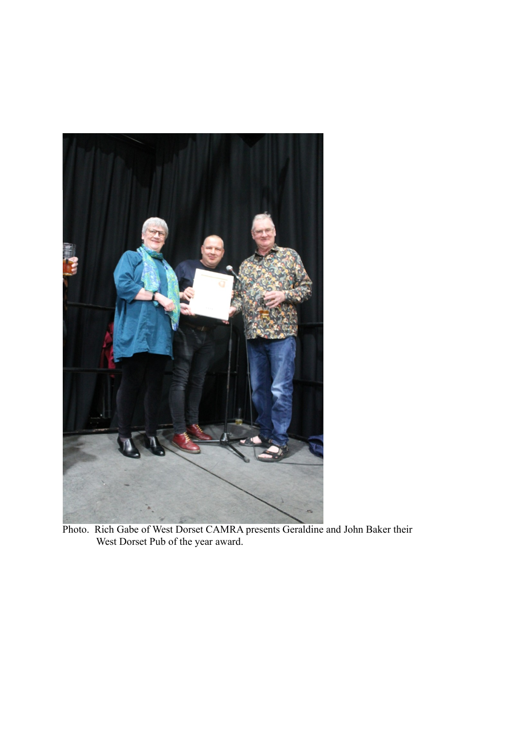Photo. Rich Gabe of West Dorset CAMRA presents Geraldine and John Baker their West Dorset Pub of the year award.